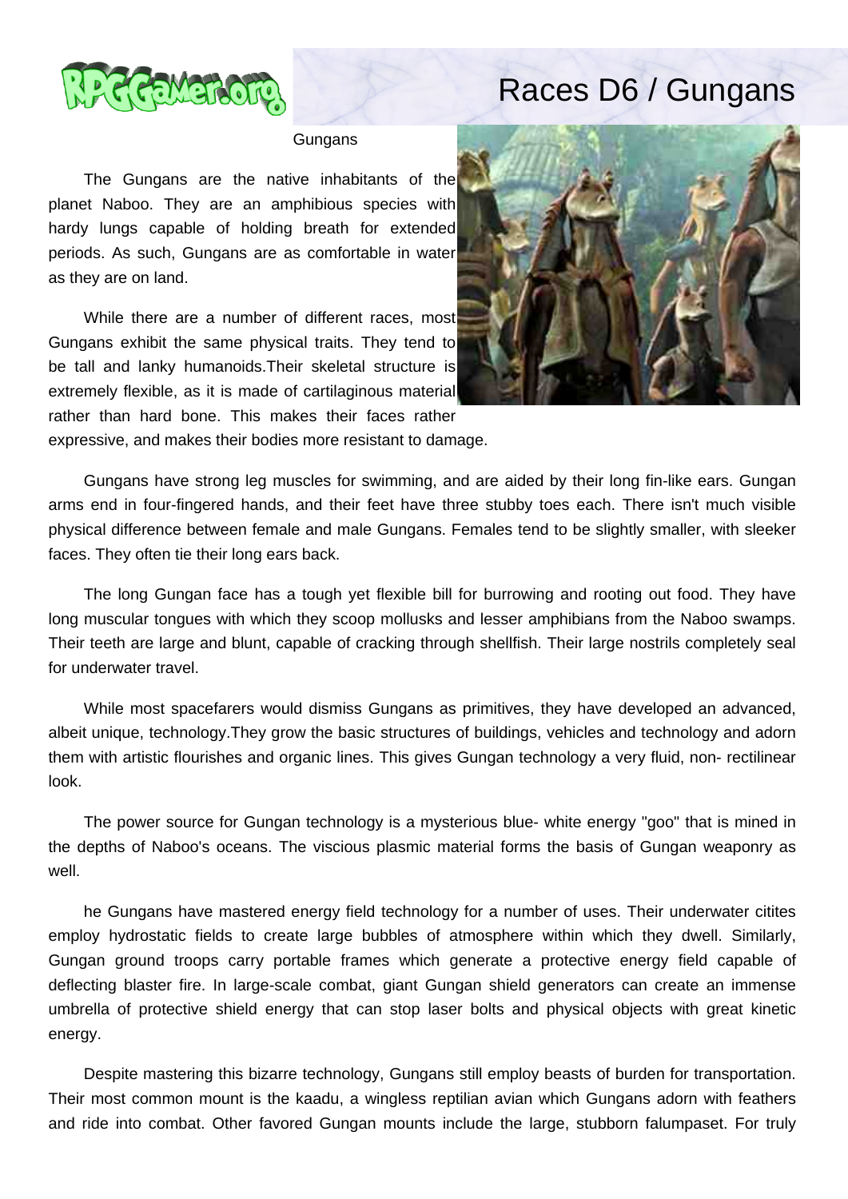# Races D6 / Gungans

Gungans

The Gungans are the native inhabitants of the planet Naboo. They are an amphibious species with hardy lungs capable of holding breath for extended periods. As such, Gungans are as comfortable in water as they are on land.

While there are a number of different races, most Gungans exhibit the same physical traits. They tend to be tall and lanky humanoids.Their skeletal structure is extremely flexible, as it is made of cartilaginous material rather than hard bone. This makes their faces rather expressive, and makes their bodies more resistant to damage.

Gungans have strong leg muscles for swimming, and are aided by their long fin-like ears. Gungan arms end in four-fingered hands, and their feet have three stubby toes each. There isn't much visible physical difference between female and male Gungans. Females tend to be slightly smaller, with sleeker faces. They often tie their long ears back.

The long Gungan face has a tough yet flexible bill for burrowing and rooting out food. They have long muscular tongues with which they scoop mollusks and lesser amphibians from the Naboo swamps. Their teeth are large and blunt, capable of cracking through shellfish. Their large nostrils completely seal for underwater travel.

While most spacefarers would dismiss Gungans as primitives, they have developed an advanced, albeit unique, technology.They grow the basic structures of buildings, vehicles and technology and adorn them with artistic flourishes and organic lines. This gives Gungan technology a very fluid, non- rectilinear look.

The power source for Gungan technology is a mysterious blue- white energy "goo" that is mined in the depths of Naboo's oceans. The viscious plasmic material forms the basis of Gungan weaponry as well.

he Gungans have mastered energy field technology for a number of uses. Their underwater citites employ hydrostatic fields to create large bubbles of atmosphere within which they dwell. Similarly, Gungan ground troops carry portable frames which generate a protective energy field capable of deflecting blaster fire. In large-scale combat, giant Gungan shield generators can create an immense umbrella of protective shield energy that can stop laser bolts and physical objects with great kinetic energy.

Despite mastering this bizarre technology, Gungans still employ beasts of burden for transportation. Their most common mount is the kaadu, a wingless reptilian avian which Gungans adorn with feathers and ride into combat. Other favored Gungan mounts include the large, stubborn falumpaset. For truly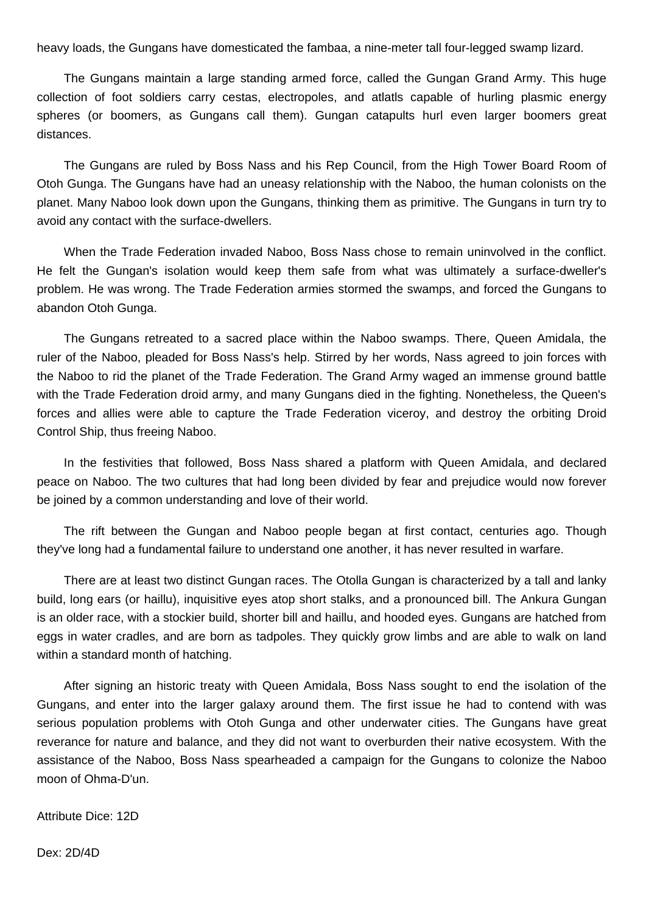heavy loads, the Gungans have domesticated the fambaa, a nine-meter tall four-legged swamp lizard.

The Gungans maintain a large standing armed force, called the Gungan Grand Army. This huge collection of foot soldiers carry cestas, electropoles, and atlatls capable of hurling plasmic energy spheres (or boomers, as Gungans call them). Gungan catapults hurl even larger boomers great distances.

The Gungans are ruled by Boss Nass and his Rep Council, from the High Tower Board Room of Otoh Gunga. The Gungans have had an uneasy relationship with the Naboo, the human colonists on the planet. Many Naboo look down upon the Gungans, thinking them as primitive. The Gungans in turn try to avoid any contact with the surface-dwellers.

When the Trade Federation invaded Naboo, Boss Nass chose to remain uninvolved in the conflict. He felt the Gungan's isolation would keep them safe from what was ultimately a surface-dweller's problem. He was wrong. The Trade Federation armies stormed the swamps, and forced the Gungans to abandon Otoh Gunga.

The Gungans retreated to a sacred place within the Naboo swamps. There, Queen Amidala, the ruler of the Naboo, pleaded for Boss Nass's help. Stirred by her words, Nass agreed to join forces with the Naboo to rid the planet of the Trade Federation. The Grand Army waged an immense ground battle with the Trade Federation droid army, and many Gungans died in the fighting. Nonetheless, the Queen's forces and allies were able to capture the Trade Federation viceroy, and destroy the orbiting Droid Control Ship, thus freeing Naboo.

In the festivities that followed, Boss Nass shared a platform with Queen Amidala, and declared peace on Naboo. The two cultures that had long been divided by fear and prejudice would now forever be joined by a common understanding and love of their world.

The rift between the Gungan and Naboo people began at first contact, centuries ago. Though they've long had a fundamental failure to understand one another, it has never resulted in warfare.

There are at least two distinct Gungan races. The Otolla Gungan is characterized by a tall and lanky build, long ears (or haillu), inquisitive eyes atop short stalks, and a pronounced bill. The Ankura Gungan is an older race, with a stockier build, shorter bill and haillu, and hooded eyes. Gungans are hatched from eggs in water cradles, and are born as tadpoles. They quickly grow limbs and are able to walk on land within a standard month of hatching.

After signing an historic treaty with Queen Amidala, Boss Nass sought to end the isolation of the Gungans, and enter into the larger galaxy around them. The first issue he had to contend with was serious population problems with Otoh Gunga and other underwater cities. The Gungans have great reverance for nature and balance, and they did not want to overburden their native ecosystem. With the assistance of the Naboo, Boss Nass spearheaded a campaign for the Gungans to colonize the Naboo moon of Ohma-D'un.

Attribute Dice: 12D

Dex: 2D/4D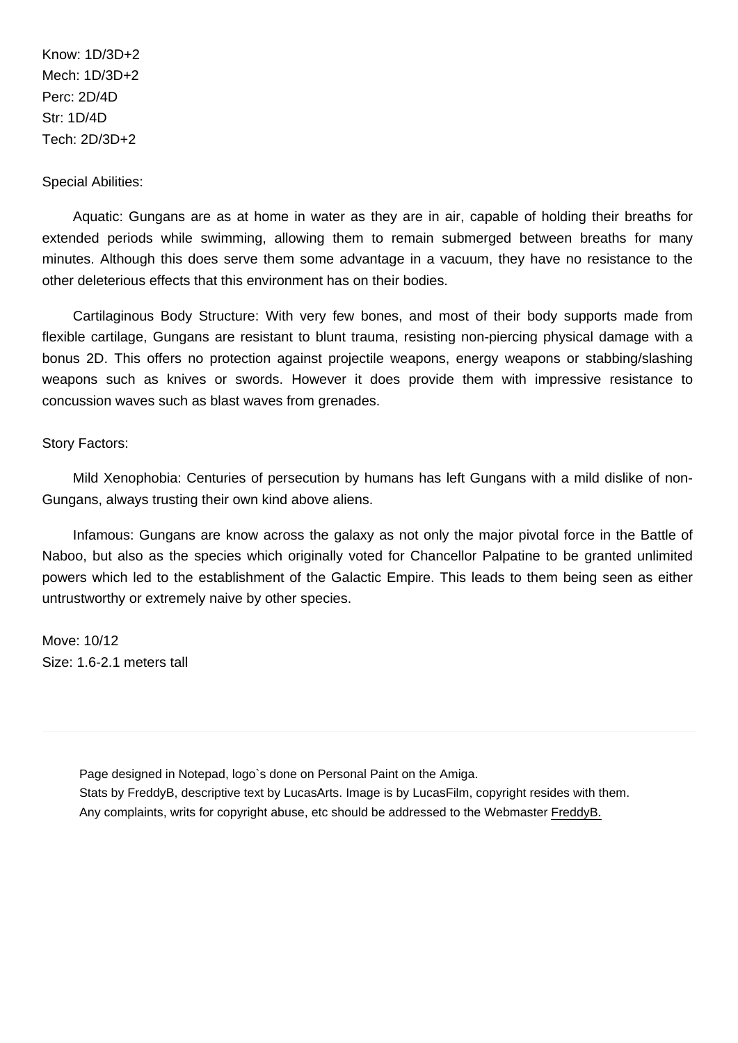Know: 1D/3D+2
Mech: 1D/3D+2
Perc: 2D/4D
Str: 1D/4D
Tech: 2D/3D+2

Special Abilities:

Aquatic: Gungans are as at home in water as they are in air, capable of holding their breaths for extended periods while swimming, allowing them to remain submerged between breaths for many minutes. Although this does serve them some advantage in a vacuum, they have no resistance to the other deleterious effects that this environment has on their bodies.

Cartilaginous Body Structure: With very few bones, and most of their body supports made from flexible cartilage, Gungans are resistant to blunt trauma, resisting non-piercing physical damage with a bonus 2D. This offers no protection against projectile weapons, energy weapons or stabbing/slashing weapons such as knives or swords. However it does provide them with impressive resistance to concussion waves such as blast waves from grenades.

Story Factors:

Mild Xenophobia: Centuries of persecution by humans has left Gungans with a mild dislike of non-Gungans, always trusting their own kind above aliens.

Infamous: Gungans are know across the galaxy as not only the major pivotal force in the Battle of Naboo, but also as the species which originally voted for Chancellor Palpatine to be granted unlimited powers which led to the establishment of the Galactic Empire. This leads to them being seen as either untrustworthy or extremely naive by other species.

Move: 10/12
Size: 1.6-2.1 meters tall

---

Page designed in Notepad, logo`s done on Personal Paint on the Amiga.
Stats by FreddyB, descriptive text by LucasArts. Image is by LucasFilm, copyright resides with them.
Any complaints, writs for copyright abuse, etc should be addressed to the Webmaster FreddyB.